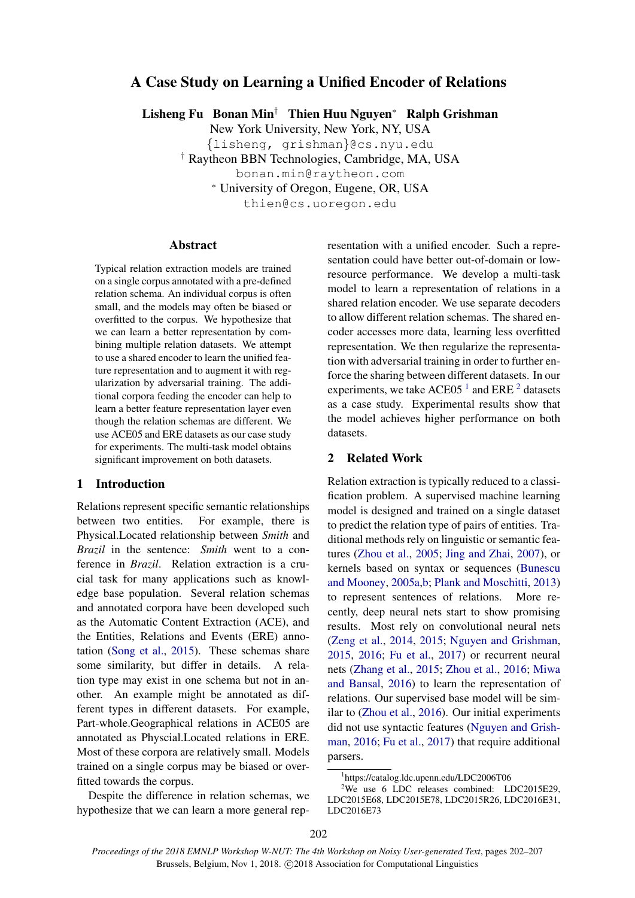# A Case Study on Learning a Unified Encoder of Relations

**Lisheng Fu  Bonan Min[†]  Thien Huu Nguyen[*]  Ralph Grishman**

New York University, New York, NY, USA
{lisheng, grishman}@cs.nyu.edu
[†] Raytheon BBN Technologies, Cambridge, MA, USA
bonan.min@raytheon.com
[*] University of Oregon, Eugene, OR, USA
thien@cs.uoregon.edu

## Abstract

Typical relation extraction models are trained on a single corpus annotated with a pre-defined relation schema. An individual corpus is often small, and the models may often be biased or overfitted to the corpus. We hypothesize that we can learn a better representation by combining multiple relation datasets. We attempt to use a shared encoder to learn the unified feature representation and to augment it with regularization by adversarial training. The additional corpora feeding the encoder can help to learn a better feature representation layer even though the relation schemas are different. We use ACE05 and ERE datasets as our case study for experiments. The multi-task model obtains significant improvement on both datasets.

## 1 Introduction

Relations represent specific semantic relationships between two entities. For example, there is Physical.Located relationship between *Smith* and *Brazil* in the sentence: *Smith* went to a conference in *Brazil*. Relation extraction is a crucial task for many applications such as knowledge base population. Several relation schemas and annotated corpora have been developed such as the Automatic Content Extraction (ACE), and the Entities, Relations and Events (ERE) annotation (Song et al., 2015). These schemas share some similarity, but differ in details. A relation type may exist in one schema but not in another. An example might be annotated as different types in different datasets. For example, Part-whole.Geographical relations in ACE05 are annotated as Physcial.Located relations in ERE. Most of these corpora are relatively small. Models trained on a single corpus may be biased or overfitted towards the corpus.

Despite the difference in relation schemas, we hypothesize that we can learn a more general representation with a unified encoder. Such a representation could have better out-of-domain or low-resource performance. We develop a multi-task model to learn a representation of relations in a shared relation encoder. We use separate decoders to allow different relation schemas. The shared encoder accesses more data, learning less overfitted representation. We then regularize the representation with adversarial training in order to further enforce the sharing between different datasets. In our experiments, we take ACE05 [1] and ERE [2] datasets as a case study. Experimental results show that the model achieves higher performance on both datasets.

## 2 Related Work

Relation extraction is typically reduced to a classification problem. A supervised machine learning model is designed and trained on a single dataset to predict the relation type of pairs of entities. Traditional methods rely on linguistic or semantic features (Zhou et al., 2005; Jing and Zhai, 2007), or kernels based on syntax or sequences (Bunescu and Mooney, 2005a,b; Plank and Moschitti, 2013) to represent sentences of relations. More recently, deep neural nets start to show promising results. Most rely on convolutional neural nets (Zeng et al., 2014, 2015; Nguyen and Grishman, 2015, 2016; Fu et al., 2017) or recurrent neural nets (Zhang et al., 2015; Zhou et al., 2016; Miwa and Bansal, 2016) to learn the representation of relations. Our supervised base model will be similar to (Zhou et al., 2016). Our initial experiments did not use syntactic features (Nguyen and Grishman, 2016; Fu et al., 2017) that require additional parsers.

[1] https://catalog.ldc.upenn.edu/LDC2006T06

[2] We use 6 LDC releases combined: LDC2015E29, LDC2015E68, LDC2015E78, LDC2015R26, LDC2015E31, LDC2016E73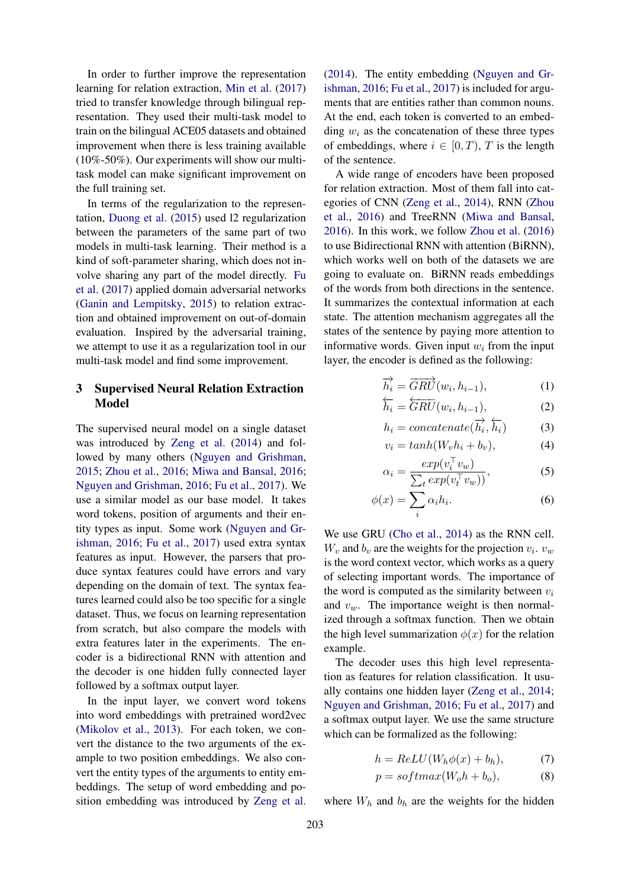In order to further improve the representation learning for relation extraction, Min et al. (2017) tried to transfer knowledge through bilingual representation. They used their multi-task model to train on the bilingual ACE05 datasets and obtained improvement when there is less training available (10%-50%). Our experiments will show our multi-task model can make significant improvement on the full training set.

In terms of the regularization to the representation, Duong et al. (2015) used l2 regularization between the parameters of the same part of two models in multi-task learning. Their method is a kind of soft-parameter sharing, which does not involve sharing any part of the model directly. Fu et al. (2017) applied domain adversarial networks (Ganin and Lempitsky, 2015) to relation extraction and obtained improvement on out-of-domain evaluation. Inspired by the adversarial training, we attempt to use it as a regularization tool in our multi-task model and find some improvement.

## 3 Supervised Neural Relation Extraction Model

The supervised neural model on a single dataset was introduced by Zeng et al. (2014) and followed by many others (Nguyen and Grishman, 2015; Zhou et al., 2016; Miwa and Bansal, 2016; Nguyen and Grishman, 2016; Fu et al., 2017). We use a similar model as our base model. It takes word tokens, position of arguments and their entity types as input. Some work (Nguyen and Grishman, 2016; Fu et al., 2017) used extra syntax features as input. However, the parsers that produce syntax features could have errors and vary depending on the domain of text. The syntax features learned could also be too specific for a single dataset. Thus, we focus on learning representation from scratch, but also compare the models with extra features later in the experiments. The encoder is a bidirectional RNN with attention and the decoder is one hidden fully connected layer followed by a softmax output layer.

In the input layer, we convert word tokens into word embeddings with pretrained word2vec (Mikolov et al., 2013). For each token, we convert the distance to the two arguments of the example to two position embeddings. We also convert the entity types of the arguments to entity embeddings. The setup of word embedding and position embedding was introduced by Zeng et al. (2014). The entity embedding (Nguyen and Grishman, 2016; Fu et al., 2017) is included for arguments that are entities rather than common nouns. At the end, each token is converted to an embedding $w_i$ as the concatenation of these three types of embeddings, where $i \in [0, T)$, $T$ is the length of the sentence.

A wide range of encoders have been proposed for relation extraction. Most of them fall into categories of CNN (Zeng et al., 2014), RNN (Zhou et al., 2016) and TreeRNN (Miwa and Bansal, 2016). In this work, we follow Zhou et al. (2016) to use Bidirectional RNN with attention (BiRNN), which works well on both of the datasets we are going to evaluate on. BiRNN reads embeddings of the words from both directions in the sentence. It summarizes the contextual information at each state. The attention mechanism aggregates all the states of the sentence by paying more attention to informative words. Given input $w_i$ from the input layer, the encoder is defined as the following:

$$\overrightarrow{h_i} = \overrightarrow{GRU}(w_i, h_{i-1}), \tag{1}$$

$$\overleftarrow{h_i} = \overleftarrow{GRU}(w_i, h_{i-1}), \tag{2}$$

$$h_i = concatenate(\overrightarrow{h_i}, \overleftarrow{h_i}) \tag{3}$$

$$v_i = tanh(W_v h_i + b_v), \tag{4}$$

$$\alpha_i = \frac{exp(v_i^\top v_w)}{\sum_t exp(v_t^\top v_w))}, \tag{5}$$

$$\phi(x) = \sum_i \alpha_i h_i. \tag{6}$$

We use GRU (Cho et al., 2014) as the RNN cell. $W_v$ and $b_v$ are the weights for the projection $v_i$. $v_w$ is the word context vector, which works as a query of selecting important words. The importance of the word is computed as the similarity between $v_i$ and $v_w$. The importance weight is then normalized through a softmax function. Then we obtain the high level summarization $\phi(x)$ for the relation example.

The decoder uses this high level representation as features for relation classification. It usually contains one hidden layer (Zeng et al., 2014; Nguyen and Grishman, 2016; Fu et al., 2017) and a softmax output layer. We use the same structure which can be formalized as the following:

$$h = ReLU(W_h \phi(x) + b_h), \tag{7}$$

$$p = softmax(W_o h + b_o), \tag{8}$$

where $W_h$ and $b_h$ are the weights for the hidden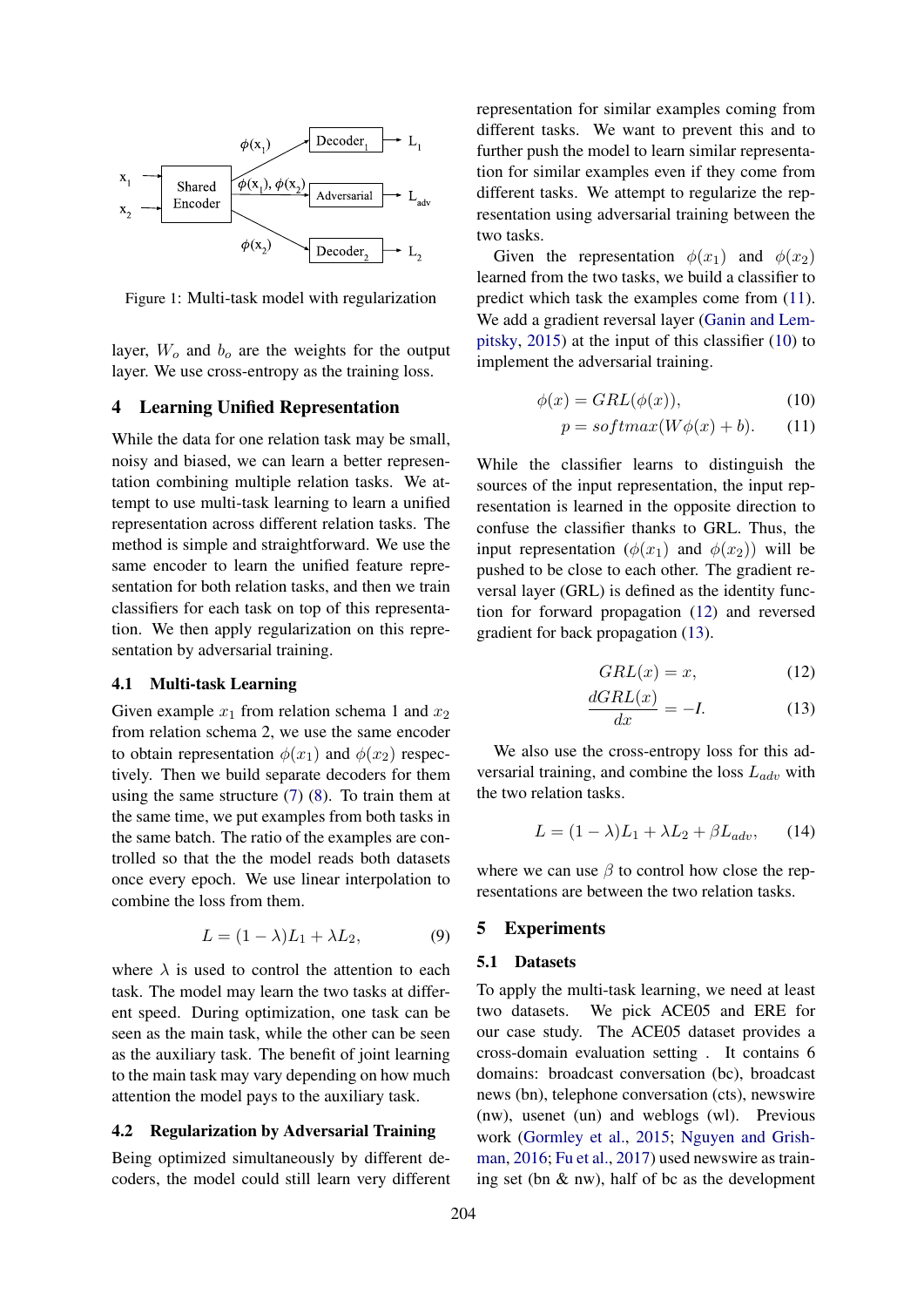Figure 1: Multi-task model with regularization

layer, $W_o$ and $b_o$ are the weights for the output layer. We use cross-entropy as the training loss.

## 4 Learning Unified Representation

While the data for one relation task may be small, noisy and biased, we can learn a better representation combining multiple relation tasks. We attempt to use multi-task learning to learn a unified representation across different relation tasks. The method is simple and straightforward. We use the same encoder to learn the unified feature representation for both relation tasks, and then we train classifiers for each task on top of this representation. We then apply regularization on this representation by adversarial training.

### 4.1 Multi-task Learning

Given example $x_1$ from relation schema 1 and $x_2$ from relation schema 2, we use the same encoder to obtain representation $\phi(x_1)$ and $\phi(x_2)$ respectively. Then we build separate decoders for them using the same structure (7) (8). To train them at the same time, we put examples from both tasks in the same batch. The ratio of the examples are controlled so that the the model reads both datasets once every epoch. We use linear interpolation to combine the loss from them.

$$L = (1 - \lambda)L_1 + \lambda L_2, \tag{9}$$

where $\lambda$ is used to control the attention to each task. The model may learn the two tasks at different speed. During optimization, one task can be seen as the main task, while the other can be seen as the auxiliary task. The benefit of joint learning to the main task may vary depending on how much attention the model pays to the auxiliary task.

### 4.2 Regularization by Adversarial Training

Being optimized simultaneously by different decoders, the model could still learn very different representation for similar examples coming from different tasks. We want to prevent this and to further push the model to learn similar representation for similar examples even if they come from different tasks. We attempt to regularize the representation using adversarial training between the two tasks.

Given the representation $\phi(x_1)$ and $\phi(x_2)$ learned from the two tasks, we build a classifier to predict which task the examples come from (11). We add a gradient reversal layer (Ganin and Lempitsky, 2015) at the input of this classifier (10) to implement the adversarial training.

$$\phi(x) = GRL(\phi(x)), \tag{10}$$

$$p = softmax(W\phi(x) + b). \tag{11}$$

While the classifier learns to distinguish the sources of the input representation, the input representation is learned in the opposite direction to confuse the classifier thanks to GRL. Thus, the input representation ($\phi(x_1)$ and $\phi(x_2)$) will be pushed to be close to each other. The gradient reversal layer (GRL) is defined as the identity function for forward propagation (12) and reversed gradient for back propagation (13).

$$GRL(x) = x, \tag{12}$$

$$\frac{dGRL(x)}{dx} = -I. \tag{13}$$

We also use the cross-entropy loss for this adversarial training, and combine the loss $L_{adv}$ with the two relation tasks.

$$L = (1 - \lambda)L_1 + \lambda L_2 + \beta L_{adv}, \tag{14}$$

where we can use $\beta$ to control how close the representations are between the two relation tasks.

## 5 Experiments

### 5.1 Datasets

To apply the multi-task learning, we need at least two datasets. We pick ACE05 and ERE for our case study. The ACE05 dataset provides a cross-domain evaluation setting . It contains 6 domains: broadcast conversation (bc), broadcast news (bn), telephone conversation (cts), newswire (nw), usenet (un) and weblogs (wl). Previous work (Gormley et al., 2015; Nguyen and Grishman, 2016; Fu et al., 2017) used newswire as training set (bn & nw), half of bc as the development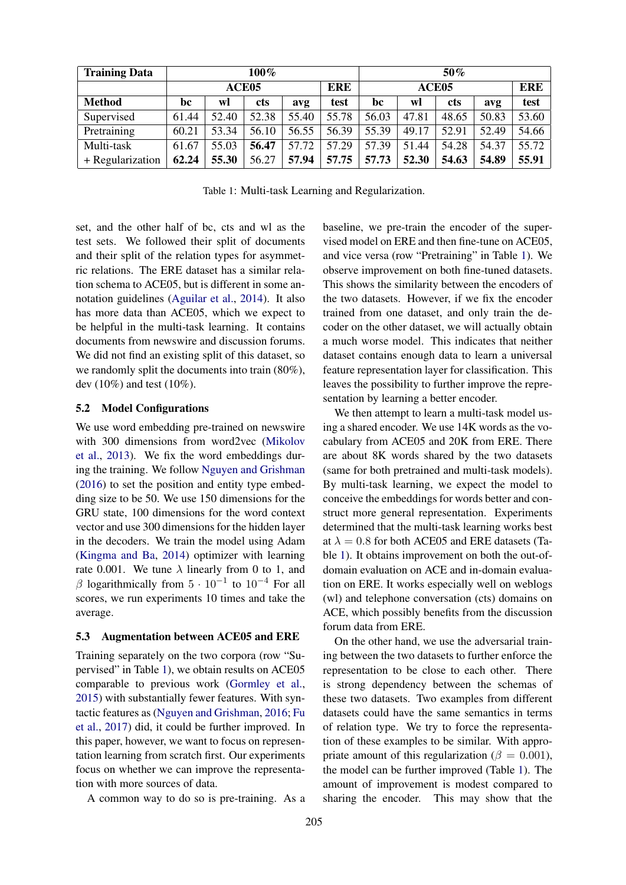| Training Data | 100% | | | | | 50% | | | | |
|---|---|---|---|---|---|---|---|---|---|---|
| | ACE05 | | | | ERE | ACE05 | | | | ERE |
| **Method** | **bc** | **wl** | **cts** | **avg** | **test** | **bc** | **wl** | **cts** | **avg** | **test** |
| Supervised | 61.44 | 52.40 | 52.38 | 55.40 | 55.78 | 56.03 | 47.81 | 48.65 | 50.83 | 53.60 |
| Pretraining | 60.21 | 53.34 | 56.10 | 56.55 | 56.39 | 55.39 | 49.17 | 52.91 | 52.49 | 54.66 |
| Multi-task | 61.67 | 55.03 | **56.47** | 57.72 | 57.29 | 57.39 | 51.44 | 54.28 | 54.37 | 55.72 |
| + Regularization | **62.24** | **55.30** | 56.27 | **57.94** | **57.75** | **57.73** | **52.30** | **54.63** | **54.89** | **55.91** |

Table 1: Multi-task Learning and Regularization.

set, and the other half of bc, cts and wl as the test sets. We followed their split of documents and their split of the relation types for asymmetric relations. The ERE dataset has a similar relation schema to ACE05, but is different in some annotation guidelines (Aguilar et al., 2014). It also has more data than ACE05, which we expect to be helpful in the multi-task learning. It contains documents from newswire and discussion forums. We did not find an existing split of this dataset, so we randomly split the documents into train (80%), dev (10%) and test (10%).

### 5.2 Model Configurations

We use word embedding pre-trained on newswire with 300 dimensions from word2vec (Mikolov et al., 2013). We fix the word embeddings during the training. We follow Nguyen and Grishman (2016) to set the position and entity type embedding size to be 50. We use 150 dimensions for the GRU state, 100 dimensions for the word context vector and use 300 dimensions for the hidden layer in the decoders. We train the model using Adam (Kingma and Ba, 2014) optimizer with learning rate 0.001. We tune $\lambda$ linearly from 0 to 1, and $\beta$ logarithmically from $5 \cdot 10^{-1}$ to $10^{-4}$ For all scores, we run experiments 10 times and take the average.

### 5.3 Augmentation between ACE05 and ERE

Training separately on the two corpora (row "Supervised" in Table 1), we obtain results on ACE05 comparable to previous work (Gormley et al., 2015) with substantially fewer features. With syntactic features as (Nguyen and Grishman, 2016; Fu et al., 2017) did, it could be further improved. In this paper, however, we want to focus on representation learning from scratch first. Our experiments focus on whether we can improve the representation with more sources of data.

A common way to do so is pre-training. As a baseline, we pre-train the encoder of the supervised model on ERE and then fine-tune on ACE05, and vice versa (row "Pretraining" in Table 1). We observe improvement on both fine-tuned datasets. This shows the similarity between the encoders of the two datasets. However, if we fix the encoder trained from one dataset, and only train the decoder on the other dataset, we will actually obtain a much worse model. This indicates that neither dataset contains enough data to learn a universal feature representation layer for classification. This leaves the possibility to further improve the representation by learning a better encoder.

We then attempt to learn a multi-task model using a shared encoder. We use 14K words as the vocabulary from ACE05 and 20K from ERE. There are about 8K words shared by the two datasets (same for both pretrained and multi-task models). By multi-task learning, we expect the model to conceive the embeddings for words better and construct more general representation. Experiments determined that the multi-task learning works best at $\lambda = 0.8$ for both ACE05 and ERE datasets (Table 1). It obtains improvement on both the out-of-domain evaluation on ACE and in-domain evaluation on ERE. It works especially well on weblogs (wl) and telephone conversation (cts) domains on ACE, which possibly benefits from the discussion forum data from ERE.

On the other hand, we use the adversarial training between the two datasets to further enforce the representation to be close to each other. There is strong dependency between the schemas of these two datasets. Two examples from different datasets could have the same semantics in terms of relation type. We try to force the representation of these examples to be similar. With appropriate amount of this regularization ($\beta = 0.001$), the model can be further improved (Table 1). The amount of improvement is modest compared to sharing the encoder. This may show that the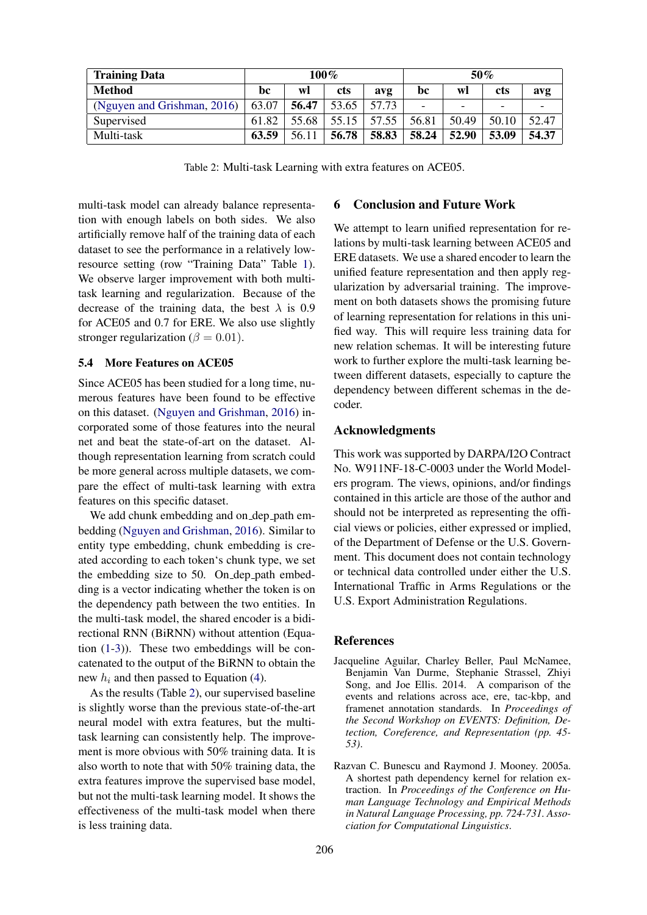| Training Data | 100% | | | | 50% | | | |
|---|---|---|---|---|---|---|---|---|
| **Method** | **bc** | **wl** | **cts** | **avg** | **bc** | **wl** | **cts** | **avg** |
| (Nguyen and Grishman, 2016) | 63.07 | **56.47** | 53.65 | 57.73 | - | - | - | - |
| Supervised | 61.82 | 55.68 | 55.15 | 57.55 | 56.81 | 50.49 | 50.10 | 52.47 |
| Multi-task | **63.59** | 56.11 | **56.78** | **58.83** | **58.24** | **52.90** | **53.09** | **54.37** |

Table 2: Multi-task Learning with extra features on ACE05.

multi-task model can already balance representation with enough labels on both sides. We also artificially remove half of the training data of each dataset to see the performance in a relatively low-resource setting (row "Training Data" Table 1). We observe larger improvement with both multi-task learning and regularization. Because of the decrease of the training data, the best $\lambda$ is 0.9 for ACE05 and 0.7 for ERE. We also use slightly stronger regularization ($\beta = 0.01$).

### 5.4 More Features on ACE05

Since ACE05 has been studied for a long time, numerous features have been found to be effective on this dataset. (Nguyen and Grishman, 2016) incorporated some of those features into the neural net and beat the state-of-art on the dataset. Although representation learning from scratch could be more general across multiple datasets, we compare the effect of multi-task learning with extra features on this specific dataset.

We add chunk embedding and on_dep_path embedding (Nguyen and Grishman, 2016). Similar to entity type embedding, chunk embedding is created according to each token's chunk type, we set the embedding size to 50. On_dep_path embedding is a vector indicating whether the token is on the dependency path between the two entities. In the multi-task model, the shared encoder is a bidirectional RNN (BiRNN) without attention (Equation (1-3)). These two embeddings will be concatenated to the output of the BiRNN to obtain the new $h_i$ and then passed to Equation (4).

As the results (Table 2), our supervised baseline is slightly worse than the previous state-of-the-art neural model with extra features, but the multi-task learning can consistently help. The improvement is more obvious with 50% training data. It is also worth to note that with 50% training data, the extra features improve the supervised base model, but not the multi-task learning model. It shows the effectiveness of the multi-task model when there is less training data.

## 6 Conclusion and Future Work

We attempt to learn unified representation for relations by multi-task learning between ACE05 and ERE datasets. We use a shared encoder to learn the unified feature representation and then apply regularization by adversarial training. The improvement on both datasets shows the promising future of learning representation for relations in this unified way. This will require less training data for new relation schemas. It will be interesting future work to further explore the multi-task learning between different datasets, especially to capture the dependency between different schemas in the decoder.

## Acknowledgments

This work was supported by DARPA/I2O Contract No. W911NF-18-C-0003 under the World Modelers program. The views, opinions, and/or findings contained in this article are those of the author and should not be interpreted as representing the official views or policies, either expressed or implied, of the Department of Defense or the U.S. Government. This document does not contain technology or technical data controlled under either the U.S. International Traffic in Arms Regulations or the U.S. Export Administration Regulations.

## References

Jacqueline Aguilar, Charley Beller, Paul McNamee, Benjamin Van Durme, Stephanie Strassel, Zhiyi Song, and Joe Ellis. 2014. A comparison of the events and relations across ace, ere, tac-kbp, and framenet annotation standards. In *Proceedings of the Second Workshop on EVENTS: Definition, Detection, Coreference, and Representation (pp. 45-53)*.

Razvan C. Bunescu and Raymond J. Mooney. 2005a. A shortest path dependency kernel for relation extraction. In *Proceedings of the Conference on Human Language Technology and Empirical Methods in Natural Language Processing, pp. 724-731. Association for Computational Linguistics*.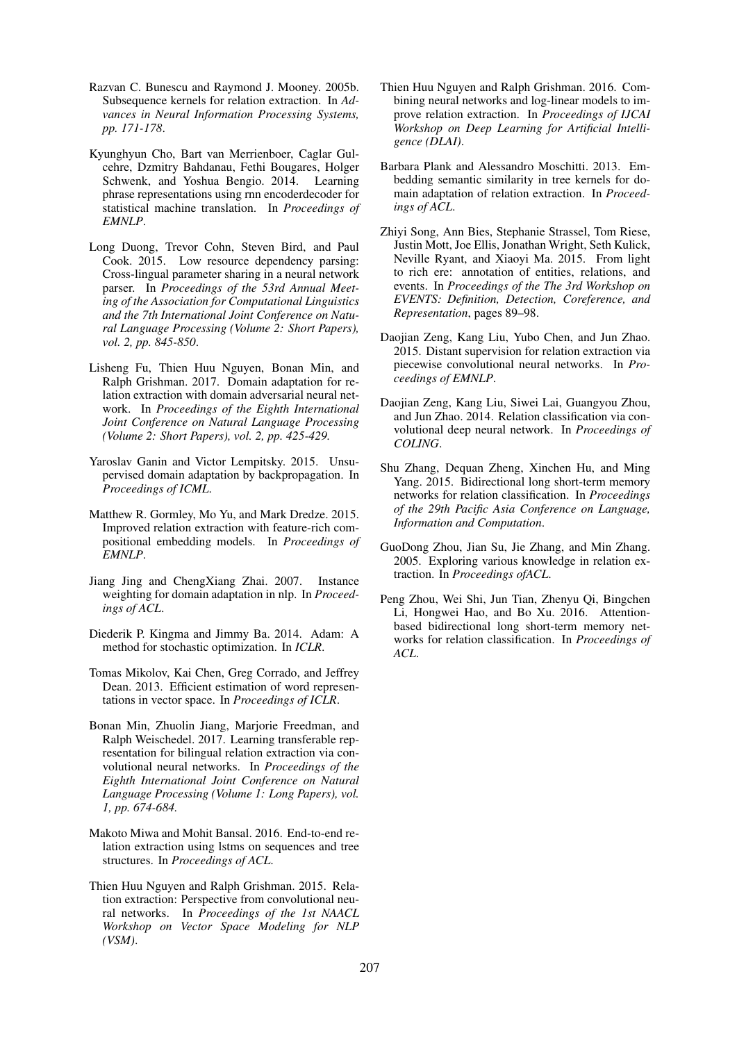Razvan C. Bunescu and Raymond J. Mooney. 2005b. Subsequence kernels for relation extraction. In *Advances in Neural Information Processing Systems, pp. 171-178*.

Kyunghyun Cho, Bart van Merrienboer, Caglar Gulcehre, Dzmitry Bahdanau, Fethi Bougares, Holger Schwenk, and Yoshua Bengio. 2014. Learning phrase representations using rnn encoderdecoder for statistical machine translation. In *Proceedings of EMNLP*.

Long Duong, Trevor Cohn, Steven Bird, and Paul Cook. 2015. Low resource dependency parsing: Cross-lingual parameter sharing in a neural network parser. In *Proceedings of the 53rd Annual Meeting of the Association for Computational Linguistics and the 7th International Joint Conference on Natural Language Processing (Volume 2: Short Papers), vol. 2, pp. 845-850*.

Lisheng Fu, Thien Huu Nguyen, Bonan Min, and Ralph Grishman. 2017. Domain adaptation for relation extraction with domain adversarial neural network. In *Proceedings of the Eighth International Joint Conference on Natural Language Processing (Volume 2: Short Papers), vol. 2, pp. 425-429.*

Yaroslav Ganin and Victor Lempitsky. 2015. Unsupervised domain adaptation by backpropagation. In *Proceedings of ICML*.

Matthew R. Gormley, Mo Yu, and Mark Dredze. 2015. Improved relation extraction with feature-rich compositional embedding models. In *Proceedings of EMNLP*.

Jiang Jing and ChengXiang Zhai. 2007. Instance weighting for domain adaptation in nlp. In *Proceedings of ACL*.

Diederik P. Kingma and Jimmy Ba. 2014. Adam: A method for stochastic optimization. In *ICLR*.

Tomas Mikolov, Kai Chen, Greg Corrado, and Jeffrey Dean. 2013. Efficient estimation of word representations in vector space. In *Proceedings of ICLR*.

Bonan Min, Zhuolin Jiang, Marjorie Freedman, and Ralph Weischedel. 2017. Learning transferable representation for bilingual relation extraction via convolutional neural networks. In *Proceedings of the Eighth International Joint Conference on Natural Language Processing (Volume 1: Long Papers), vol. 1, pp. 674-684.*

Makoto Miwa and Mohit Bansal. 2016. End-to-end relation extraction using lstms on sequences and tree structures. In *Proceedings of ACL*.

Thien Huu Nguyen and Ralph Grishman. 2015. Relation extraction: Perspective from convolutional neural networks. In *Proceedings of the 1st NAACL Workshop on Vector Space Modeling for NLP (VSM)*.

Thien Huu Nguyen and Ralph Grishman. 2016. Combining neural networks and log-linear models to improve relation extraction. In *Proceedings of IJCAI Workshop on Deep Learning for Artificial Intelligence (DLAI)*.

Barbara Plank and Alessandro Moschitti. 2013. Embedding semantic similarity in tree kernels for domain adaptation of relation extraction. In *Proceedings of ACL*.

Zhiyi Song, Ann Bies, Stephanie Strassel, Tom Riese, Justin Mott, Joe Ellis, Jonathan Wright, Seth Kulick, Neville Ryant, and Xiaoyi Ma. 2015. From light to rich ere: annotation of entities, relations, and events. In *Proceedings of the The 3rd Workshop on EVENTS: Definition, Detection, Coreference, and Representation*, pages 89–98.

Daojian Zeng, Kang Liu, Yubo Chen, and Jun Zhao. 2015. Distant supervision for relation extraction via piecewise convolutional neural networks. In *Proceedings of EMNLP*.

Daojian Zeng, Kang Liu, Siwei Lai, Guangyou Zhou, and Jun Zhao. 2014. Relation classification via convolutional deep neural network. In *Proceedings of COLING*.

Shu Zhang, Dequan Zheng, Xinchen Hu, and Ming Yang. 2015. Bidirectional long short-term memory networks for relation classification. In *Proceedings of the 29th Pacific Asia Conference on Language, Information and Computation*.

GuoDong Zhou, Jian Su, Jie Zhang, and Min Zhang. 2005. Exploring various knowledge in relation extraction. In *Proceedings ofACL*.

Peng Zhou, Wei Shi, Jun Tian, Zhenyu Qi, Bingchen Li, Hongwei Hao, and Bo Xu. 2016. Attention-based bidirectional long short-term memory networks for relation classification. In *Proceedings of ACL*.